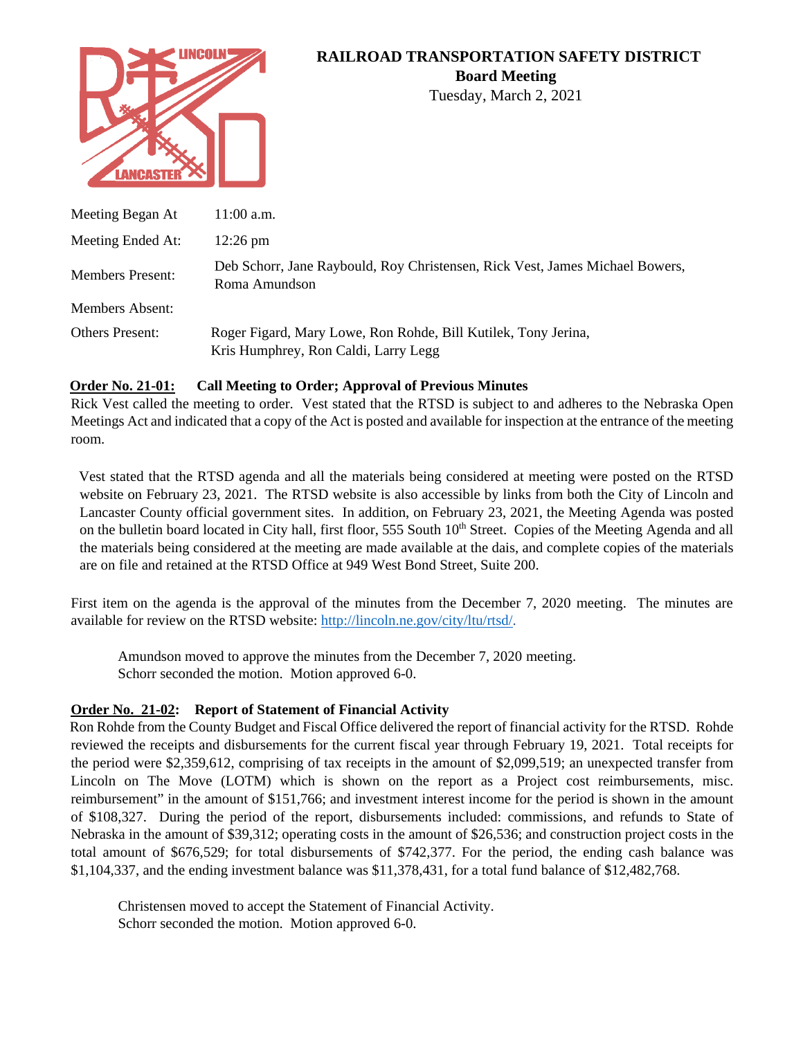# RAILROAD TRANSPORTATION SAFETY DISTRICT

## Board Meeting

Tuesday, March 2, 2021

| | |
|---|---|
| Meeting Began At | 11:00 a.m. |
| Meeting Ended At: | 12:26 pm |
| Members Present: | Deb Schorr, Jane Raybould, Roy Christensen, Rick Vest, James Michael Bowers, Roma Amundson |
| Members Absent: | |
| Others Present: | Roger Figard, Mary Lowe, Ron Rohde, Bill Kutilek, Tony Jerina, Kris Humphrey, Ron Caldi, Larry Legg |

**Order No. 21-01: Call Meeting to Order; Approval of Previous Minutes**

Rick Vest called the meeting to order. Vest stated that the RTSD is subject to and adheres to the Nebraska Open Meetings Act and indicated that a copy of the Act is posted and available for inspection at the entrance of the meeting room.

Vest stated that the RTSD agenda and all the materials being considered at meeting were posted on the RTSD website on February 23, 2021. The RTSD website is also accessible by links from both the City of Lincoln and Lancaster County official government sites. In addition, on February 23, 2021, the Meeting Agenda was posted on the bulletin board located in City hall, first floor, 555 South 10th Street. Copies of the Meeting Agenda and all the materials being considered at the meeting are made available at the dais, and complete copies of the materials are on file and retained at the RTSD Office at 949 West Bond Street, Suite 200.

First item on the agenda is the approval of the minutes from the December 7, 2020 meeting. The minutes are available for review on the RTSD website: http://lincoln.ne.gov/city/ltu/rtsd/.

> Amundson moved to approve the minutes from the December 7, 2020 meeting.
> Schorr seconded the motion. Motion approved 6-0.

**Order No. 21-02: Report of Statement of Financial Activity**

Ron Rohde from the County Budget and Fiscal Office delivered the report of financial activity for the RTSD. Rohde reviewed the receipts and disbursements for the current fiscal year through February 19, 2021. Total receipts for the period were $2,359,612, comprising of tax receipts in the amount of $2,099,519; an unexpected transfer from Lincoln on The Move (LOTM) which is shown on the report as a Project cost reimbursements, misc. reimbursement" in the amount of $151,766; and investment interest income for the period is shown in the amount of $108,327. During the period of the report, disbursements included: commissions, and refunds to State of Nebraska in the amount of $39,312; operating costs in the amount of $26,536; and construction project costs in the total amount of $676,529; for total disbursements of $742,377. For the period, the ending cash balance was $1,104,337, and the ending investment balance was $11,378,431, for a total fund balance of $12,482,768.

> Christensen moved to accept the Statement of Financial Activity.
> Schorr seconded the motion. Motion approved 6-0.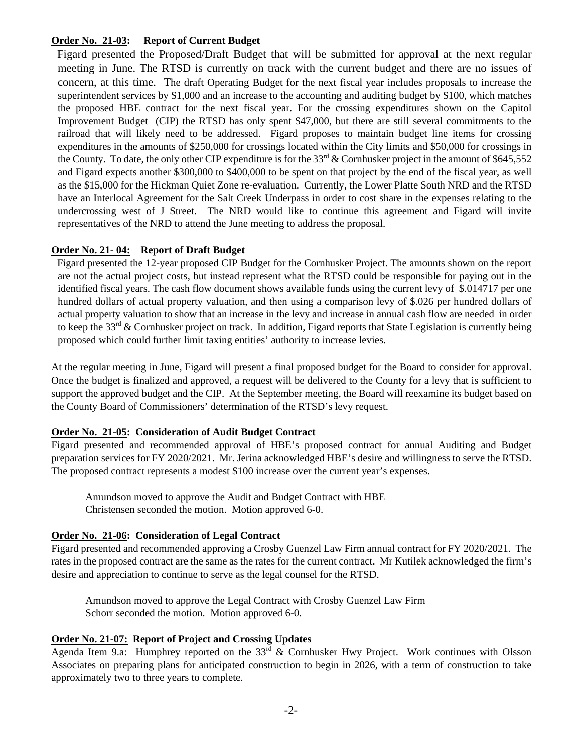**Order No. 21-03: Report of Current Budget**

Figard presented the Proposed/Draft Budget that will be submitted for approval at the next regular meeting in June. The RTSD is currently on track with the current budget and there are no issues of concern, at this time. The draft Operating Budget for the next fiscal year includes proposals to increase the superintendent services by $1,000 and an increase to the accounting and auditing budget by $100, which matches the proposed HBE contract for the next fiscal year. For the crossing expenditures shown on the Capitol Improvement Budget (CIP) the RTSD has only spent $47,000, but there are still several commitments to the railroad that will likely need to be addressed. Figard proposes to maintain budget line items for crossing expenditures in the amounts of $250,000 for crossings located within the City limits and $50,000 for crossings in the County. To date, the only other CIP expenditure is for the 33rd & Cornhusker project in the amount of $645,552 and Figard expects another $300,000 to $400,000 to be spent on that project by the end of the fiscal year, as well as the $15,000 for the Hickman Quiet Zone re-evaluation. Currently, the Lower Platte South NRD and the RTSD have an Interlocal Agreement for the Salt Creek Underpass in order to cost share in the expenses relating to the undercrossing west of J Street. The NRD would like to continue this agreement and Figard will invite representatives of the NRD to attend the June meeting to address the proposal.

**Order No. 21- 04: Report of Draft Budget**

Figard presented the 12-year proposed CIP Budget for the Cornhusker Project. The amounts shown on the report are not the actual project costs, but instead represent what the RTSD could be responsible for paying out in the identified fiscal years. The cash flow document shows available funds using the current levy of $.014717 per one hundred dollars of actual property valuation, and then using a comparison levy of $.026 per hundred dollars of actual property valuation to show that an increase in the levy and increase in annual cash flow are needed in order to keep the 33rd & Cornhusker project on track. In addition, Figard reports that State Legislation is currently being proposed which could further limit taxing entities' authority to increase levies.

At the regular meeting in June, Figard will present a final proposed budget for the Board to consider for approval. Once the budget is finalized and approved, a request will be delivered to the County for a levy that is sufficient to support the approved budget and the CIP. At the September meeting, the Board will reexamine its budget based on the County Board of Commissioners' determination of the RTSD's levy request.

**Order No. 21-05: Consideration of Audit Budget Contract**

Figard presented and recommended approval of HBE's proposed contract for annual Auditing and Budget preparation services for FY 2020/2021. Mr. Jerina acknowledged HBE's desire and willingness to serve the RTSD. The proposed contract represents a modest $100 increase over the current year's expenses.

Amundson moved to approve the Audit and Budget Contract with HBE
Christensen seconded the motion. Motion approved 6-0.

**Order No. 21-06: Consideration of Legal Contract**

Figard presented and recommended approving a Crosby Guenzel Law Firm annual contract for FY 2020/2021. The rates in the proposed contract are the same as the rates for the current contract. Mr Kutilek acknowledged the firm's desire and appreciation to continue to serve as the legal counsel for the RTSD.

Amundson moved to approve the Legal Contract with Crosby Guenzel Law Firm
Schorr seconded the motion. Motion approved 6-0.

**Order No. 21-07: Report of Project and Crossing Updates**

Agenda Item 9.a: Humphrey reported on the 33rd & Cornhusker Hwy Project. Work continues with Olsson Associates on preparing plans for anticipated construction to begin in 2026, with a term of construction to take approximately two to three years to complete.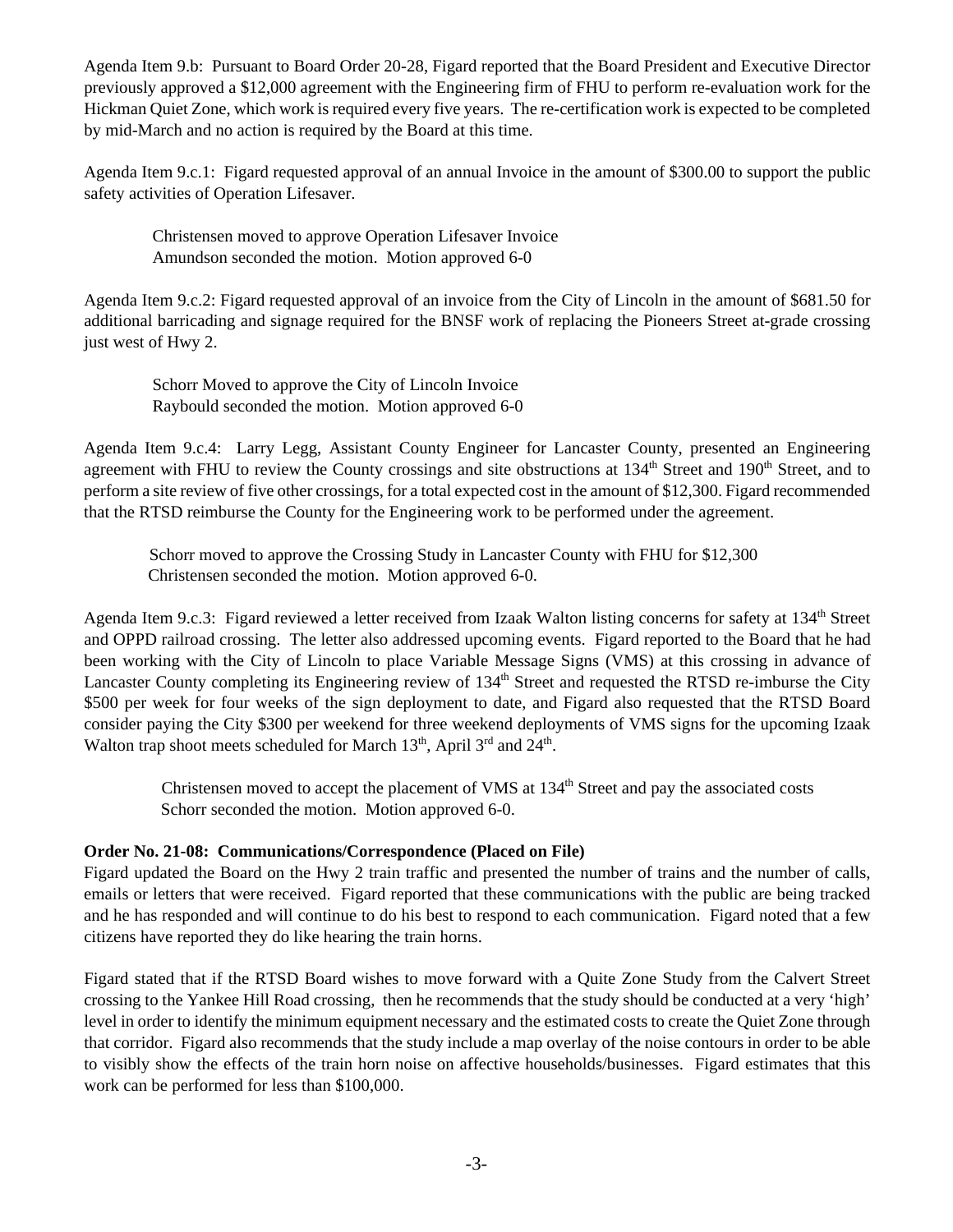Agenda Item 9.b: Pursuant to Board Order 20-28, Figard reported that the Board President and Executive Director previously approved a $12,000 agreement with the Engineering firm of FHU to perform re-evaluation work for the Hickman Quiet Zone, which work is required every five years. The re-certification work is expected to be completed by mid-March and no action is required by the Board at this time.

Agenda Item 9.c.1: Figard requested approval of an annual Invoice in the amount of $300.00 to support the public safety activities of Operation Lifesaver.

> Christensen moved to approve Operation Lifesaver Invoice
> Amundson seconded the motion. Motion approved 6-0

Agenda Item 9.c.2: Figard requested approval of an invoice from the City of Lincoln in the amount of $681.50 for additional barricading and signage required for the BNSF work of replacing the Pioneers Street at-grade crossing just west of Hwy 2.

> Schorr Moved to approve the City of Lincoln Invoice
> Raybould seconded the motion. Motion approved 6-0

Agenda Item 9.c.4: Larry Legg, Assistant County Engineer for Lancaster County, presented an Engineering agreement with FHU to review the County crossings and site obstructions at 134th Street and 190th Street, and to perform a site review of five other crossings, for a total expected cost in the amount of $12,300. Figard recommended that the RTSD reimburse the County for the Engineering work to be performed under the agreement.

> Schorr moved to approve the Crossing Study in Lancaster County with FHU for $12,300
> Christensen seconded the motion. Motion approved 6-0.

Agenda Item 9.c.3: Figard reviewed a letter received from Izaak Walton listing concerns for safety at 134th Street and OPPD railroad crossing. The letter also addressed upcoming events. Figard reported to the Board that he had been working with the City of Lincoln to place Variable Message Signs (VMS) at this crossing in advance of Lancaster County completing its Engineering review of 134th Street and requested the RTSD re-imburse the City $500 per week for four weeks of the sign deployment to date, and Figard also requested that the RTSD Board consider paying the City $300 per weekend for three weekend deployments of VMS signs for the upcoming Izaak Walton trap shoot meets scheduled for March 13th, April 3rd and 24th.

> Christensen moved to accept the placement of VMS at 134th Street and pay the associated costs
> Schorr seconded the motion. Motion approved 6-0.

**Order No. 21-08: Communications/Correspondence (Placed on File)**

Figard updated the Board on the Hwy 2 train traffic and presented the number of trains and the number of calls, emails or letters that were received. Figard reported that these communications with the public are being tracked and he has responded and will continue to do his best to respond to each communication. Figard noted that a few citizens have reported they do like hearing the train horns.

Figard stated that if the RTSD Board wishes to move forward with a Quite Zone Study from the Calvert Street crossing to the Yankee Hill Road crossing, then he recommends that the study should be conducted at a very 'high' level in order to identify the minimum equipment necessary and the estimated costs to create the Quiet Zone through that corridor. Figard also recommends that the study include a map overlay of the noise contours in order to be able to visibly show the effects of the train horn noise on affective households/businesses. Figard estimates that this work can be performed for less than $100,000.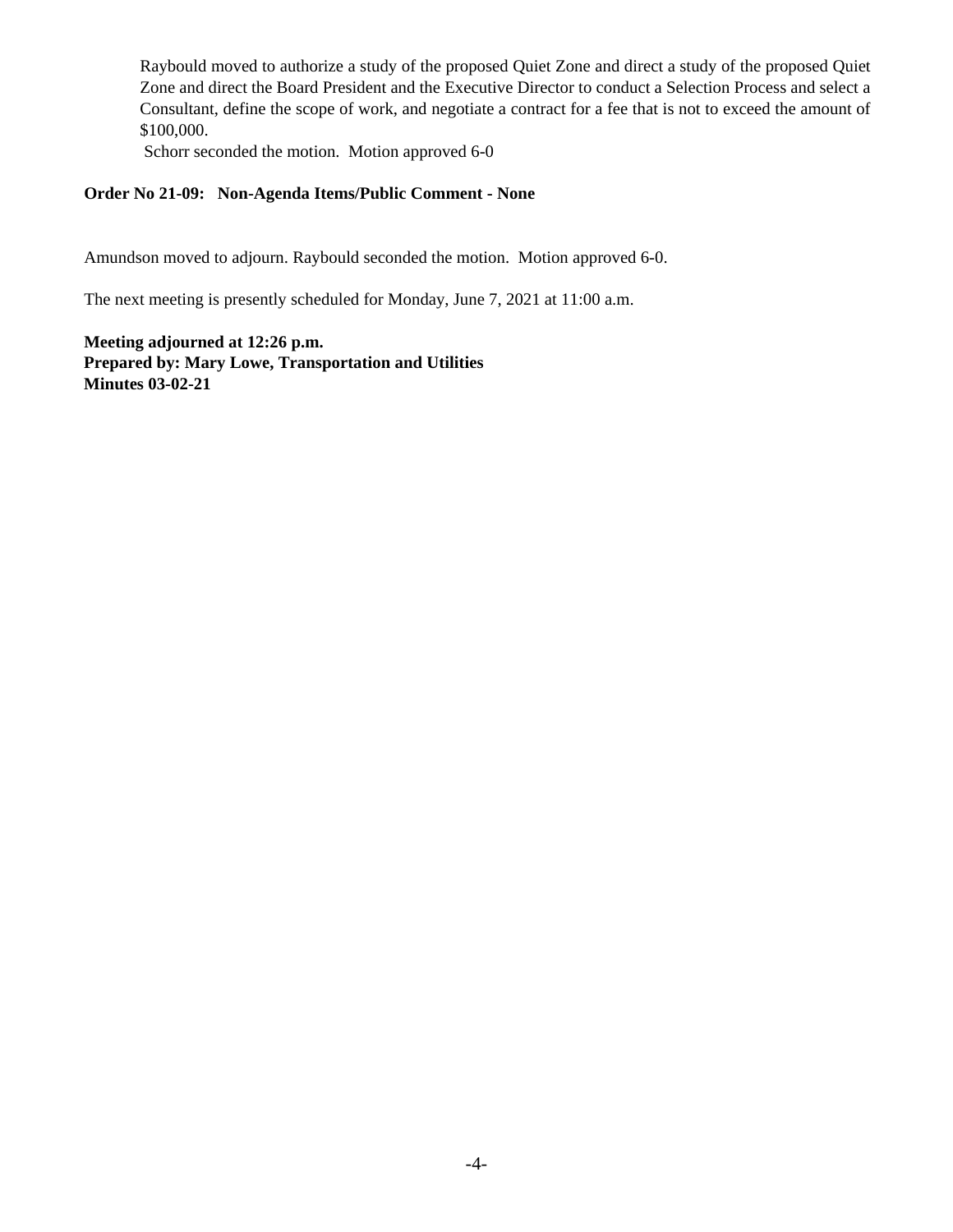Raybould moved to authorize a study of the proposed Quiet Zone and direct a study of the proposed Quiet Zone and direct the Board President and the Executive Director to conduct a Selection Process and select a Consultant, define the scope of work, and negotiate a contract for a fee that is not to exceed the amount of $100,000.

Schorr seconded the motion. Motion approved 6-0

**Order No 21-09: Non-Agenda Items/Public Comment - None**

Amundson moved to adjourn. Raybould seconded the motion. Motion approved 6-0.

The next meeting is presently scheduled for Monday, June 7, 2021 at 11:00 a.m.

**Meeting adjourned at 12:26 p.m.**
**Prepared by: Mary Lowe, Transportation and Utilities**
**Minutes 03-02-21**